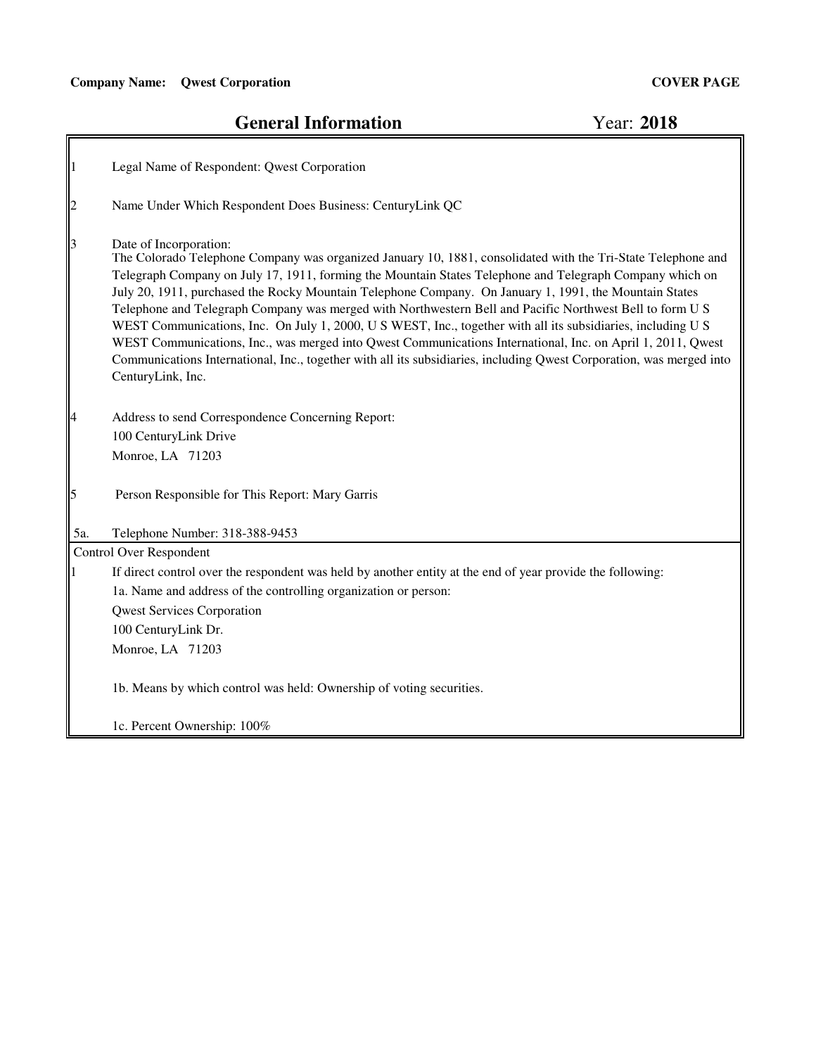**Company Name: Qwest Corporation** **COVER PAGE**

# General Information

Year: **2018**

1. Legal Name of Respondent: Qwest Corporation

2. Name Under Which Respondent Does Business: CenturyLink QC

3. Date of Incorporation:
The Colorado Telephone Company was organized January 10, 1881, consolidated with the Tri-State Telephone and Telegraph Company on July 17, 1911, forming the Mountain States Telephone and Telegraph Company which on July 20, 1911, purchased the Rocky Mountain Telephone Company. On January 1, 1991, the Mountain States Telephone and Telegraph Company was merged with Northwestern Bell and Pacific Northwest Bell to form U S WEST Communications, Inc. On July 1, 2000, U S WEST, Inc., together with all its subsidiaries, including U S WEST Communications, Inc., was merged into Qwest Communications International, Inc. on April 1, 2011, Qwest Communications International, Inc., together with all its subsidiaries, including Qwest Corporation, was merged into CenturyLink, Inc.

4. Address to send Correspondence Concerning Report:
100 CenturyLink Drive
Monroe, LA 71203

5. Person Responsible for This Report: Mary Garris

5a. Telephone Number: 318-388-9453

## Control Over Respondent

1. If direct control over the respondent was held by another entity at the end of year provide the following:

   1a. Name and address of the controlling organization or person:
   Qwest Services Corporation
   100 CenturyLink Dr.
   Monroe, LA 71203

   1b. Means by which control was held: Ownership of voting securities.

   1c. Percent Ownership: 100%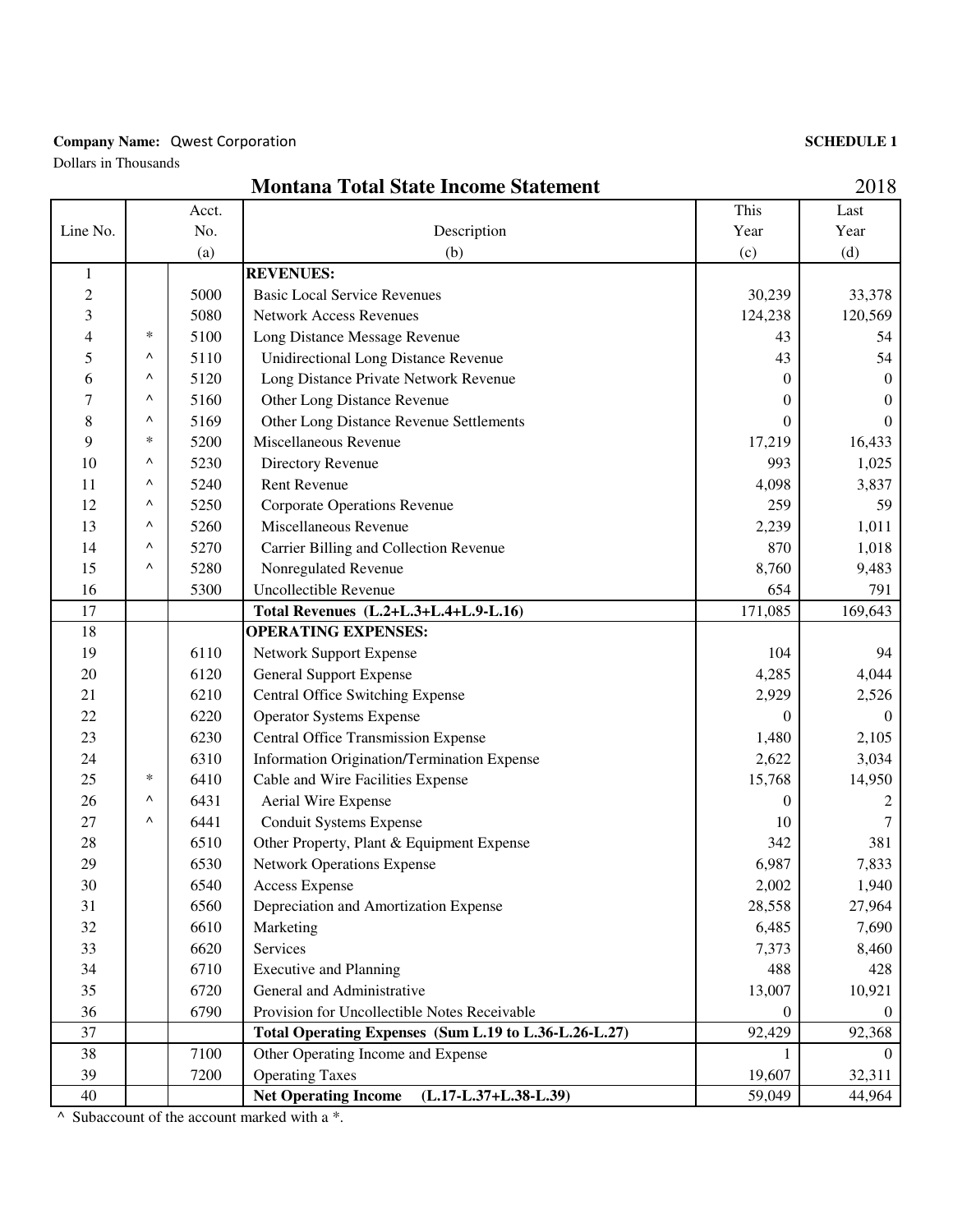**Company Name:** Qwest Corporation

**SCHEDULE 1**

Dollars in Thousands

## Montana Total State Income Statement

2018

| Line No. | | Acct. No. (a) | Description (b) | This Year (c) | Last Year (d) |
|---|---|---|---|---|---|
| 1 | | | **REVENUES:** | | |
| 2 | | 5000 | Basic Local Service Revenues | 30,239 | 33,378 |
| 3 | | 5080 | Network Access Revenues | 124,238 | 120,569 |
| 4 | * | 5100 | Long Distance Message Revenue | 43 | 54 |
| 5 | ^ | 5110 | Unidirectional Long Distance Revenue | 43 | 54 |
| 6 | ^ | 5120 | Long Distance Private Network Revenue | 0 | 0 |
| 7 | ^ | 5160 | Other Long Distance Revenue | 0 | 0 |
| 8 | ^ | 5169 | Other Long Distance Revenue Settlements | 0 | 0 |
| 9 | * | 5200 | Miscellaneous Revenue | 17,219 | 16,433 |
| 10 | ^ | 5230 | Directory Revenue | 993 | 1,025 |
| 11 | ^ | 5240 | Rent Revenue | 4,098 | 3,837 |
| 12 | ^ | 5250 | Corporate Operations Revenue | 259 | 59 |
| 13 | ^ | 5260 | Miscellaneous Revenue | 2,239 | 1,011 |
| 14 | ^ | 5270 | Carrier Billing and Collection Revenue | 870 | 1,018 |
| 15 | ^ | 5280 | Nonregulated Revenue | 8,760 | 9,483 |
| 16 | | 5300 | Uncollectible Revenue | 654 | 791 |
| 17 | | | **Total Revenues (L.2+L.3+L.4+L.9-L.16)** | 171,085 | 169,643 |
| 18 | | | **OPERATING EXPENSES:** | | |
| 19 | | 6110 | Network Support Expense | 104 | 94 |
| 20 | | 6120 | General Support Expense | 4,285 | 4,044 |
| 21 | | 6210 | Central Office Switching Expense | 2,929 | 2,526 |
| 22 | | 6220 | Operator Systems Expense | 0 | 0 |
| 23 | | 6230 | Central Office Transmission Expense | 1,480 | 2,105 |
| 24 | | 6310 | Information Origination/Termination Expense | 2,622 | 3,034 |
| 25 | * | 6410 | Cable and Wire Facilities Expense | 15,768 | 14,950 |
| 26 | ^ | 6431 | Aerial Wire Expense | 0 | 2 |
| 27 | ^ | 6441 | Conduit Systems Expense | 10 | 7 |
| 28 | | 6510 | Other Property, Plant & Equipment Expense | 342 | 381 |
| 29 | | 6530 | Network Operations Expense | 6,987 | 7,833 |
| 30 | | 6540 | Access Expense | 2,002 | 1,940 |
| 31 | | 6560 | Depreciation and Amortization Expense | 28,558 | 27,964 |
| 32 | | 6610 | Marketing | 6,485 | 7,690 |
| 33 | | 6620 | Services | 7,373 | 8,460 |
| 34 | | 6710 | Executive and Planning | 488 | 428 |
| 35 | | 6720 | General and Administrative | 13,007 | 10,921 |
| 36 | | 6790 | Provision for Uncollectible Notes Receivable | 0 | 0 |
| 37 | | | **Total Operating Expenses (Sum L.19 to L.36-L.26-L.27)** | 92,429 | 92,368 |
| 38 | | 7100 | Other Operating Income and Expense | 1 | 0 |
| 39 | | 7200 | Operating Taxes | 19,607 | 32,311 |
| 40 | | | **Net Operating Income (L.17-L.37+L.38-L.39)** | 59,049 | 44,964 |

^ Subaccount of the account marked with a *.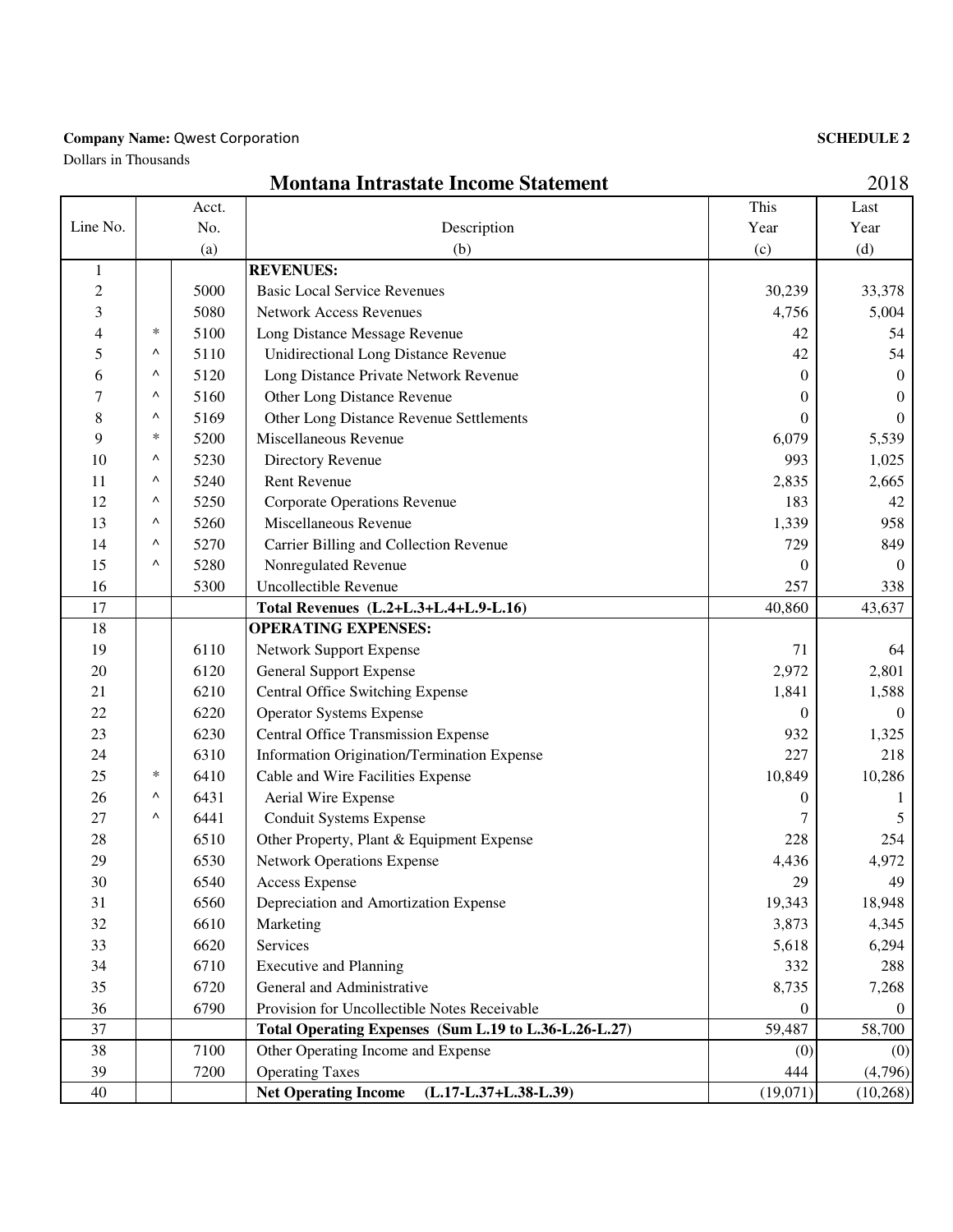**Company Name:** Qwest Corporation

**SCHEDULE 2**

Dollars in Thousands

## Montana Intrastate Income Statement

2018

| Line No. | | Acct. No. (a) | Description (b) | This Year (c) | Last Year (d) |
|---|---|---|---|---|---|
| 1 | | | **REVENUES:** | | |
| 2 | | 5000 | Basic Local Service Revenues | 30,239 | 33,378 |
| 3 | | 5080 | Network Access Revenues | 4,756 | 5,004 |
| 4 | * | 5100 | Long Distance Message Revenue | 42 | 54 |
| 5 | ^ | 5110 | Unidirectional Long Distance Revenue | 42 | 54 |
| 6 | ^ | 5120 | Long Distance Private Network Revenue | 0 | 0 |
| 7 | ^ | 5160 | Other Long Distance Revenue | 0 | 0 |
| 8 | ^ | 5169 | Other Long Distance Revenue Settlements | 0 | 0 |
| 9 | * | 5200 | Miscellaneous Revenue | 6,079 | 5,539 |
| 10 | ^ | 5230 | Directory Revenue | 993 | 1,025 |
| 11 | ^ | 5240 | Rent Revenue | 2,835 | 2,665 |
| 12 | ^ | 5250 | Corporate Operations Revenue | 183 | 42 |
| 13 | ^ | 5260 | Miscellaneous Revenue | 1,339 | 958 |
| 14 | ^ | 5270 | Carrier Billing and Collection Revenue | 729 | 849 |
| 15 | ^ | 5280 | Nonregulated Revenue | 0 | 0 |
| 16 | | 5300 | Uncollectible Revenue | 257 | 338 |
| 17 | | | **Total Revenues (L.2+L.3+L.4+L.9-L.16)** | 40,860 | 43,637 |
| 18 | | | **OPERATING EXPENSES:** | | |
| 19 | | 6110 | Network Support Expense | 71 | 64 |
| 20 | | 6120 | General Support Expense | 2,972 | 2,801 |
| 21 | | 6210 | Central Office Switching Expense | 1,841 | 1,588 |
| 22 | | 6220 | Operator Systems Expense | 0 | 0 |
| 23 | | 6230 | Central Office Transmission Expense | 932 | 1,325 |
| 24 | | 6310 | Information Origination/Termination Expense | 227 | 218 |
| 25 | * | 6410 | Cable and Wire Facilities Expense | 10,849 | 10,286 |
| 26 | ^ | 6431 | Aerial Wire Expense | 0 | 1 |
| 27 | ^ | 6441 | Conduit Systems Expense | 7 | 5 |
| 28 | | 6510 | Other Property, Plant & Equipment Expense | 228 | 254 |
| 29 | | 6530 | Network Operations Expense | 4,436 | 4,972 |
| 30 | | 6540 | Access Expense | 29 | 49 |
| 31 | | 6560 | Depreciation and Amortization Expense | 19,343 | 18,948 |
| 32 | | 6610 | Marketing | 3,873 | 4,345 |
| 33 | | 6620 | Services | 5,618 | 6,294 |
| 34 | | 6710 | Executive and Planning | 332 | 288 |
| 35 | | 6720 | General and Administrative | 8,735 | 7,268 |
| 36 | | 6790 | Provision for Uncollectible Notes Receivable | 0 | 0 |
| 37 | | | **Total Operating Expenses (Sum L.19 to L.36-L.26-L.27)** | 59,487 | 58,700 |
| 38 | | 7100 | Other Operating Income and Expense | (0) | (0) |
| 39 | | 7200 | Operating Taxes | 444 | (4,796) |
| 40 | | | **Net Operating Income (L.17-L.37+L.38-L.39)** | (19,071) | (10,268) |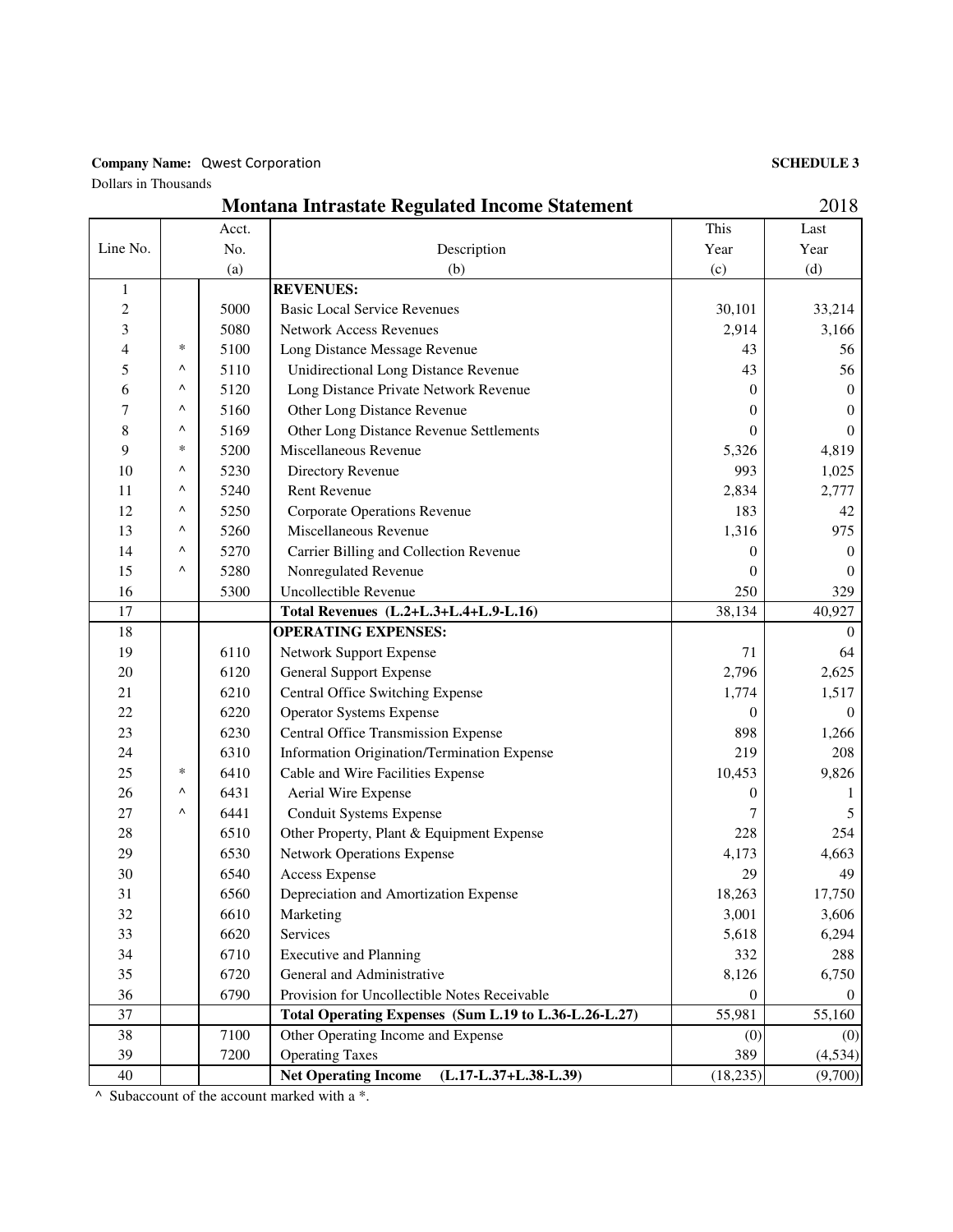**Company Name:** Qwest Corporation **SCHEDULE 3**

Dollars in Thousands

## Montana Intrastate Regulated Income Statement 2018

| Line No. | | Acct. No. (a) | Description (b) | This Year (c) | Last Year (d) |
|---|---|---|---|---|---|
| 1 | | | **REVENUES:** | | |
| 2 | | 5000 | Basic Local Service Revenues | 30,101 | 33,214 |
| 3 | | 5080 | Network Access Revenues | 2,914 | 3,166 |
| 4 | * | 5100 | Long Distance Message Revenue | 43 | 56 |
| 5 | ^ | 5110 | Unidirectional Long Distance Revenue | 43 | 56 |
| 6 | ^ | 5120 | Long Distance Private Network Revenue | 0 | 0 |
| 7 | ^ | 5160 | Other Long Distance Revenue | 0 | 0 |
| 8 | ^ | 5169 | Other Long Distance Revenue Settlements | 0 | 0 |
| 9 | * | 5200 | Miscellaneous Revenue | 5,326 | 4,819 |
| 10 | ^ | 5230 | Directory Revenue | 993 | 1,025 |
| 11 | ^ | 5240 | Rent Revenue | 2,834 | 2,777 |
| 12 | ^ | 5250 | Corporate Operations Revenue | 183 | 42 |
| 13 | ^ | 5260 | Miscellaneous Revenue | 1,316 | 975 |
| 14 | ^ | 5270 | Carrier Billing and Collection Revenue | 0 | 0 |
| 15 | ^ | 5280 | Nonregulated Revenue | 0 | 0 |
| 16 | | 5300 | Uncollectible Revenue | 250 | 329 |
| 17 | | | **Total Revenues (L.2+L.3+L.4+L.9-L.16)** | 38,134 | 40,927 |
| 18 | | | **OPERATING EXPENSES:** | | 0 |
| 19 | | 6110 | Network Support Expense | 71 | 64 |
| 20 | | 6120 | General Support Expense | 2,796 | 2,625 |
| 21 | | 6210 | Central Office Switching Expense | 1,774 | 1,517 |
| 22 | | 6220 | Operator Systems Expense | 0 | 0 |
| 23 | | 6230 | Central Office Transmission Expense | 898 | 1,266 |
| 24 | | 6310 | Information Origination/Termination Expense | 219 | 208 |
| 25 | * | 6410 | Cable and Wire Facilities Expense | 10,453 | 9,826 |
| 26 | ^ | 6431 | Aerial Wire Expense | 0 | 1 |
| 27 | ^ | 6441 | Conduit Systems Expense | 7 | 5 |
| 28 | | 6510 | Other Property, Plant & Equipment Expense | 228 | 254 |
| 29 | | 6530 | Network Operations Expense | 4,173 | 4,663 |
| 30 | | 6540 | Access Expense | 29 | 49 |
| 31 | | 6560 | Depreciation and Amortization Expense | 18,263 | 17,750 |
| 32 | | 6610 | Marketing | 3,001 | 3,606 |
| 33 | | 6620 | Services | 5,618 | 6,294 |
| 34 | | 6710 | Executive and Planning | 332 | 288 |
| 35 | | 6720 | General and Administrative | 8,126 | 6,750 |
| 36 | | 6790 | Provision for Uncollectible Notes Receivable | 0 | 0 |
| 37 | | | **Total Operating Expenses (Sum L.19 to L.36-L.26-L.27)** | 55,981 | 55,160 |
| 38 | | 7100 | Other Operating Income and Expense | (0) | (0) |
| 39 | | 7200 | Operating Taxes | 389 | (4,534) |
| 40 | | | **Net Operating Income (L.17-L.37+L.38-L.39)** | (18,235) | (9,700) |

^ Subaccount of the account marked with a *.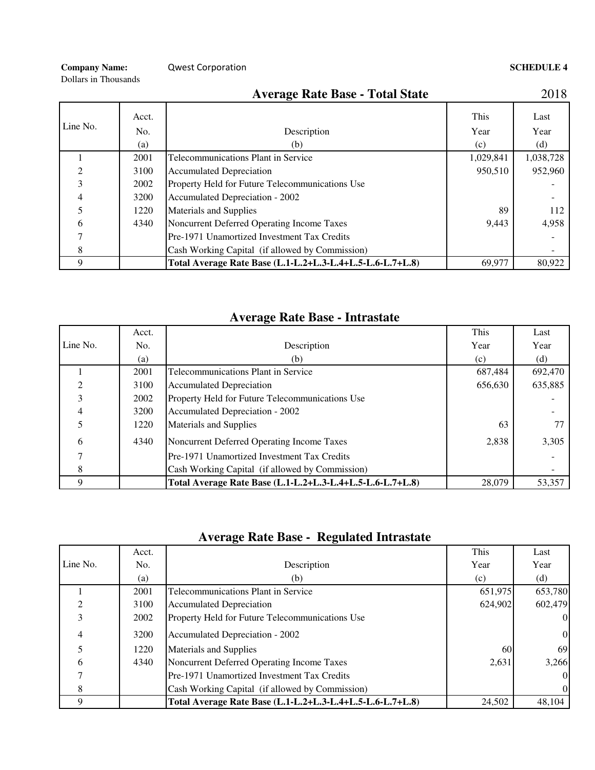**Company Name:** Qwest Corporation

Dollars in Thousands

**SCHEDULE 4**

## Average Rate Base - Total State

2018

| Line No. | Acct. No. (a) | Description (b) | This Year (c) | Last Year (d) |
|---|---|---|---|---|
| 1 | 2001 | Telecommunications Plant in Service | 1,029,841 | 1,038,728 |
| 2 | 3100 | Accumulated Depreciation | 950,510 | 952,960 |
| 3 | 2002 | Property Held for Future Telecommunications Use | | - |
| 4 | 3200 | Accumulated Depreciation - 2002 | | - |
| 5 | 1220 | Materials and Supplies | 89 | 112 |
| 6 | 4340 | Noncurrent Deferred Operating Income Taxes | 9,443 | 4,958 |
| 7 | | Pre-1971 Unamortized Investment Tax Credits | | - |
| 8 | | Cash Working Capital (if allowed by Commission) | | - |
| 9 | | **Total Average Rate Base (L.1-L.2+L.3-L.4+L.5-L.6-L.7+L.8)** | 69,977 | 80,922 |

## Average Rate Base - Intrastate

| Line No. | Acct. No. (a) | Description (b) | This Year (c) | Last Year (d) |
|---|---|---|---|---|
| 1 | 2001 | Telecommunications Plant in Service | 687,484 | 692,470 |
| 2 | 3100 | Accumulated Depreciation | 656,630 | 635,885 |
| 3 | 2002 | Property Held for Future Telecommunications Use | | - |
| 4 | 3200 | Accumulated Depreciation - 2002 | | - |
| 5 | 1220 | Materials and Supplies | 63 | 77 |
| 6 | 4340 | Noncurrent Deferred Operating Income Taxes | 2,838 | 3,305 |
| 7 | | Pre-1971 Unamortized Investment Tax Credits | | - |
| 8 | | Cash Working Capital (if allowed by Commission) | | - |
| 9 | | **Total Average Rate Base (L.1-L.2+L.3-L.4+L.5-L.6-L.7+L.8)** | 28,079 | 53,357 |

## Average Rate Base - Regulated Intrastate

| Line No. | Acct. No. (a) | Description (b) | This Year (c) | Last Year (d) |
|---|---|---|---|---|
| 1 | 2001 | Telecommunications Plant in Service | 651,975 | 653,780 |
| 2 | 3100 | Accumulated Depreciation | 624,902 | 602,479 |
| 3 | 2002 | Property Held for Future Telecommunications Use | | 0 |
| 4 | 3200 | Accumulated Depreciation - 2002 | | 0 |
| 5 | 1220 | Materials and Supplies | 60 | 69 |
| 6 | 4340 | Noncurrent Deferred Operating Income Taxes | 2,631 | 3,266 |
| 7 | | Pre-1971 Unamortized Investment Tax Credits | | 0 |
| 8 | | Cash Working Capital (if allowed by Commission) | | 0 |
| 9 | | **Total Average Rate Base (L.1-L.2+L.3-L.4+L.5-L.6-L.7+L.8)** | 24,502 | 48,104 |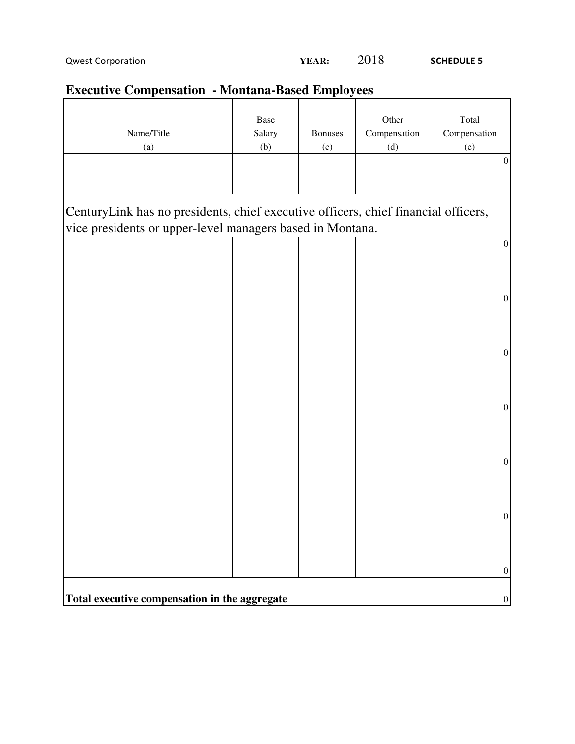Qwest Corporation **YEAR:** 2018 **SCHEDULE 5**

## Executive Compensation - Montana-Based Employees

| Name/Title (a) | Base Salary (b) | Bonuses (c) | Other Compensation (d) | Total Compensation (e) |
|---|---|---|---|---|
| | | | | 0 |
| CenturyLink has no presidents, chief executive officers, chief financial officers, vice presidents or upper-level managers based in Montana. | | | | 0 |
| | | | | 0 |
| | | | | 0 |
| | | | | 0 |
| | | | | 0 |
| | | | | 0 |
| | | | | 0 |
| **Total executive compensation in the aggregate** | | | | 0 |